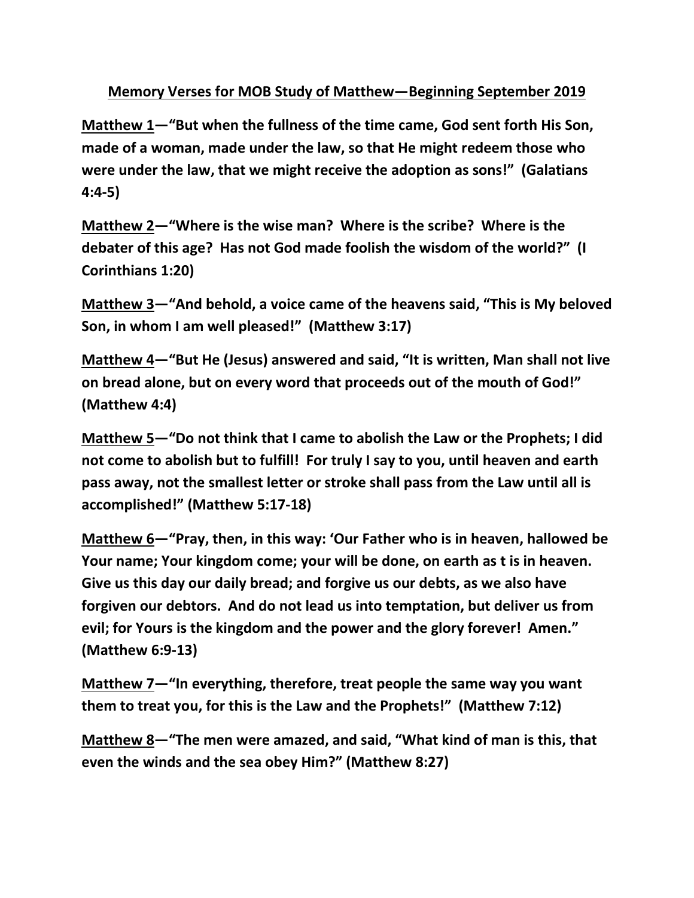**<u>Memory Verses for MOB Study of Matthew—Beginning September 2019</u>**

**<u>Matthew 1</u>—"But when the fullness of the time came, God sent forth His Son, made of a woman, made under the law, so that He might redeem those who were under the law, that we might receive the adoption as sons!" (Galatians 4:4-5)**

**<u>Matthew 2</u>—"Where is the wise man? Where is the scribe? Where is the debater of this age? Has not God made foolish the wisdom of the world?" (I Corinthians 1:20)**

**<u>Matthew 3</u>—"And behold, a voice came of the heavens said, "This is My beloved Son, in whom I am well pleased!" (Matthew 3:17)**

**<u>Matthew 4</u>—"But He (Jesus) answered and said, "It is written, Man shall not live on bread alone, but on every word that proceeds out of the mouth of God!" (Matthew 4:4)**

**<u>Matthew 5</u>—"Do not think that I came to abolish the Law or the Prophets; I did not come to abolish but to fulfill! For truly I say to you, until heaven and earth pass away, not the smallest letter or stroke shall pass from the Law until all is accomplished!" (Matthew 5:17-18)**

**<u>Matthew 6</u>—"Pray, then, in this way: 'Our Father who is in heaven, hallowed be Your name; Your kingdom come; your will be done, on earth as t is in heaven. Give us this day our daily bread; and forgive us our debts, as we also have forgiven our debtors. And do not lead us into temptation, but deliver us from evil; for Yours is the kingdom and the power and the glory forever! Amen." (Matthew 6:9-13)**

**<u>Matthew 7</u>—"In everything, therefore, treat people the same way you want them to treat you, for this is the Law and the Prophets!" (Matthew 7:12)**

**<u>Matthew 8</u>—"The men were amazed, and said, "What kind of man is this, that even the winds and the sea obey Him?" (Matthew 8:27)**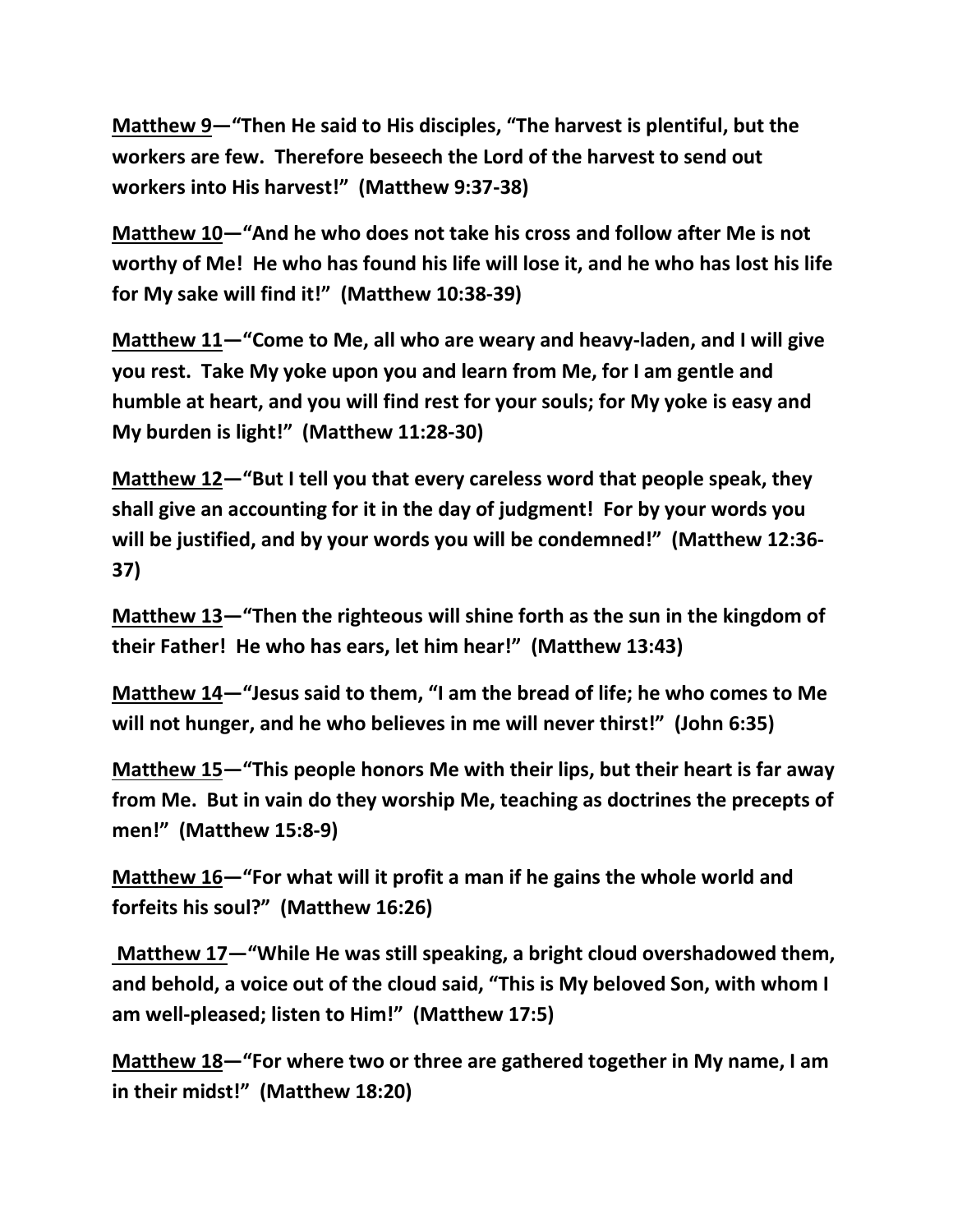**<u>Matthew 9</u>—"Then He said to His disciples, "The harvest is plentiful, but the workers are few. Therefore beseech the Lord of the harvest to send out workers into His harvest!" (Matthew 9:37-38)**

**<u>Matthew 10</u>—"And he who does not take his cross and follow after Me is not worthy of Me! He who has found his life will lose it, and he who has lost his life for My sake will find it!" (Matthew 10:38-39)**

**<u>Matthew 11</u>—"Come to Me, all who are weary and heavy-laden, and I will give you rest. Take My yoke upon you and learn from Me, for I am gentle and humble at heart, and you will find rest for your souls; for My yoke is easy and My burden is light!" (Matthew 11:28-30)**

**<u>Matthew 12</u>—"But I tell you that every careless word that people speak, they shall give an accounting for it in the day of judgment! For by your words you will be justified, and by your words you will be condemned!" (Matthew 12:36-37)**

**<u>Matthew 13</u>—"Then the righteous will shine forth as the sun in the kingdom of their Father! He who has ears, let him hear!" (Matthew 13:43)**

**<u>Matthew 14</u>—"Jesus said to them, "I am the bread of life; he who comes to Me will not hunger, and he who believes in me will never thirst!" (John 6:35)**

**<u>Matthew 15</u>—"This people honors Me with their lips, but their heart is far away from Me. But in vain do they worship Me, teaching as doctrines the precepts of men!" (Matthew 15:8-9)**

**<u>Matthew 16</u>—"For what will it profit a man if he gains the whole world and forfeits his soul?" (Matthew 16:26)**

**<u>Matthew 17</u>—"While He was still speaking, a bright cloud overshadowed them, and behold, a voice out of the cloud said, "This is My beloved Son, with whom I am well-pleased; listen to Him!" (Matthew 17:5)**

**<u>Matthew 18</u>—"For where two or three are gathered together in My name, I am in their midst!" (Matthew 18:20)**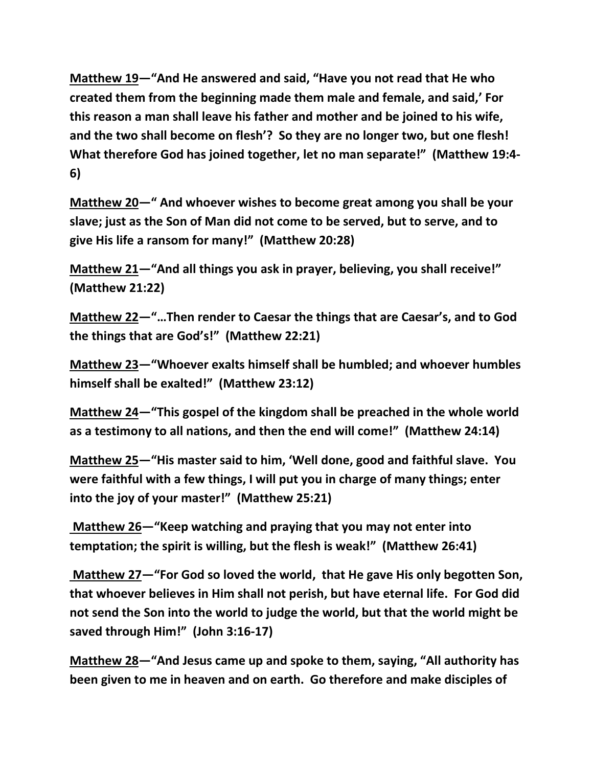**<u>Matthew 19</u>—"And He answered and said, "Have you not read that He who created them from the beginning made them male and female, and said,' For this reason a man shall leave his father and mother and be joined to his wife, and the two shall become on flesh'? So they are no longer two, but one flesh! What therefore God has joined together, let no man separate!" (Matthew 19:4-6)**

**<u>Matthew 20</u>—" And whoever wishes to become great among you shall be your slave; just as the Son of Man did not come to be served, but to serve, and to give His life a ransom for many!" (Matthew 20:28)**

**<u>Matthew 21</u>—"And all things you ask in prayer, believing, you shall receive!" (Matthew 21:22)**

**<u>Matthew 22</u>—"…Then render to Caesar the things that are Caesar's, and to God the things that are God's!" (Matthew 22:21)**

**<u>Matthew 23</u>—"Whoever exalts himself shall be humbled; and whoever humbles himself shall be exalted!" (Matthew 23:12)**

**<u>Matthew 24</u>—"This gospel of the kingdom shall be preached in the whole world as a testimony to all nations, and then the end will come!" (Matthew 24:14)**

**<u>Matthew 25</u>—"His master said to him, 'Well done, good and faithful slave. You were faithful with a few things, I will put you in charge of many things; enter into the joy of your master!" (Matthew 25:21)**

**<u>Matthew 26</u>—"Keep watching and praying that you may not enter into temptation; the spirit is willing, but the flesh is weak!" (Matthew 26:41)**

**<u>Matthew 27</u>—"For God so loved the world, that He gave His only begotten Son, that whoever believes in Him shall not perish, but have eternal life. For God did not send the Son into the world to judge the world, but that the world might be saved through Him!" (John 3:16-17)**

**<u>Matthew 28</u>—"And Jesus came up and spoke to them, saying, "All authority has been given to me in heaven and on earth. Go therefore and make disciples of**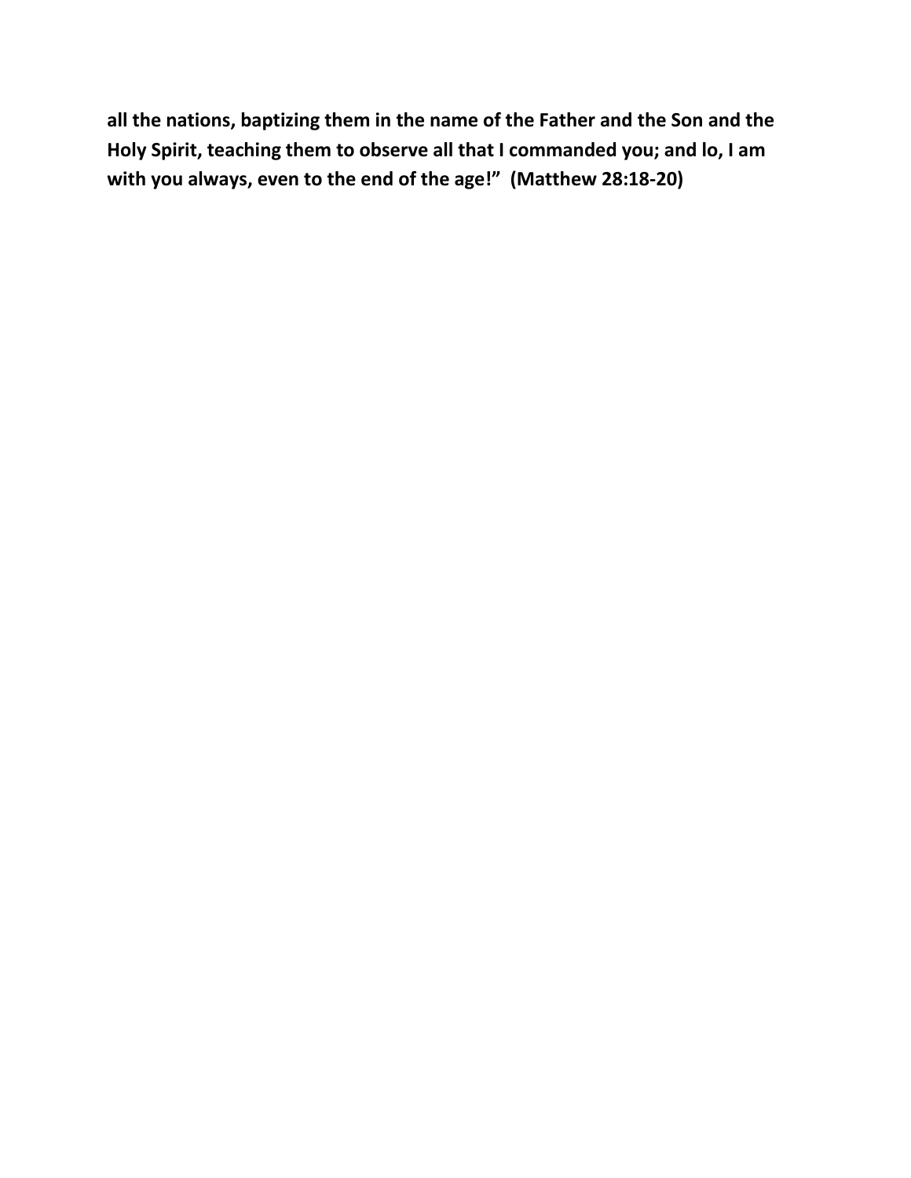**all the nations, baptizing them in the name of the Father and the Son and the Holy Spirit, teaching them to observe all that I commanded you; and lo, I am with you always, even to the end of the age!" (Matthew 28:18-20)**